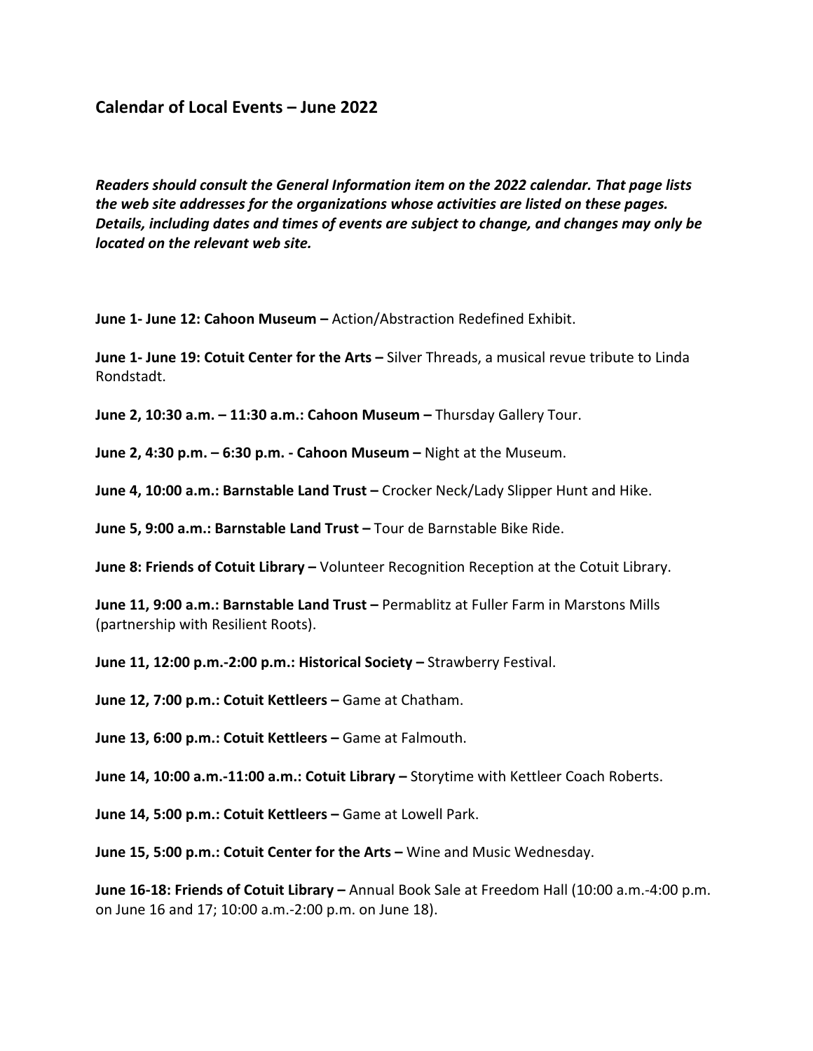## Calendar of Local Events – June 2022

***Readers should consult the General Information item on the 2022 calendar. That page lists the web site addresses for the organizations whose activities are listed on these pages. Details, including dates and times of events are subject to change, and changes may only be located on the relevant web site.***

**June 1- June 12: Cahoon Museum –** Action/Abstraction Redefined Exhibit.

**June 1- June 19: Cotuit Center for the Arts –** Silver Threads, a musical revue tribute to Linda Rondstadt.

**June 2, 10:30 a.m. – 11:30 a.m.: Cahoon Museum –** Thursday Gallery Tour.

**June 2, 4:30 p.m. – 6:30 p.m. - Cahoon Museum –** Night at the Museum.

**June 4, 10:00 a.m.: Barnstable Land Trust –** Crocker Neck/Lady Slipper Hunt and Hike.

**June 5, 9:00 a.m.: Barnstable Land Trust –** Tour de Barnstable Bike Ride.

**June 8: Friends of Cotuit Library –** Volunteer Recognition Reception at the Cotuit Library.

**June 11, 9:00 a.m.: Barnstable Land Trust –** Permablitz at Fuller Farm in Marstons Mills (partnership with Resilient Roots).

**June 11, 12:00 p.m.-2:00 p.m.: Historical Society –** Strawberry Festival.

**June 12, 7:00 p.m.: Cotuit Kettleers –** Game at Chatham.

**June 13, 6:00 p.m.: Cotuit Kettleers –** Game at Falmouth.

**June 14, 10:00 a.m.-11:00 a.m.: Cotuit Library –** Storytime with Kettleer Coach Roberts.

**June 14, 5:00 p.m.: Cotuit Kettleers –** Game at Lowell Park.

**June 15, 5:00 p.m.: Cotuit Center for the Arts –** Wine and Music Wednesday.

**June 16-18: Friends of Cotuit Library –** Annual Book Sale at Freedom Hall (10:00 a.m.-4:00 p.m. on June 16 and 17; 10:00 a.m.-2:00 p.m. on June 18).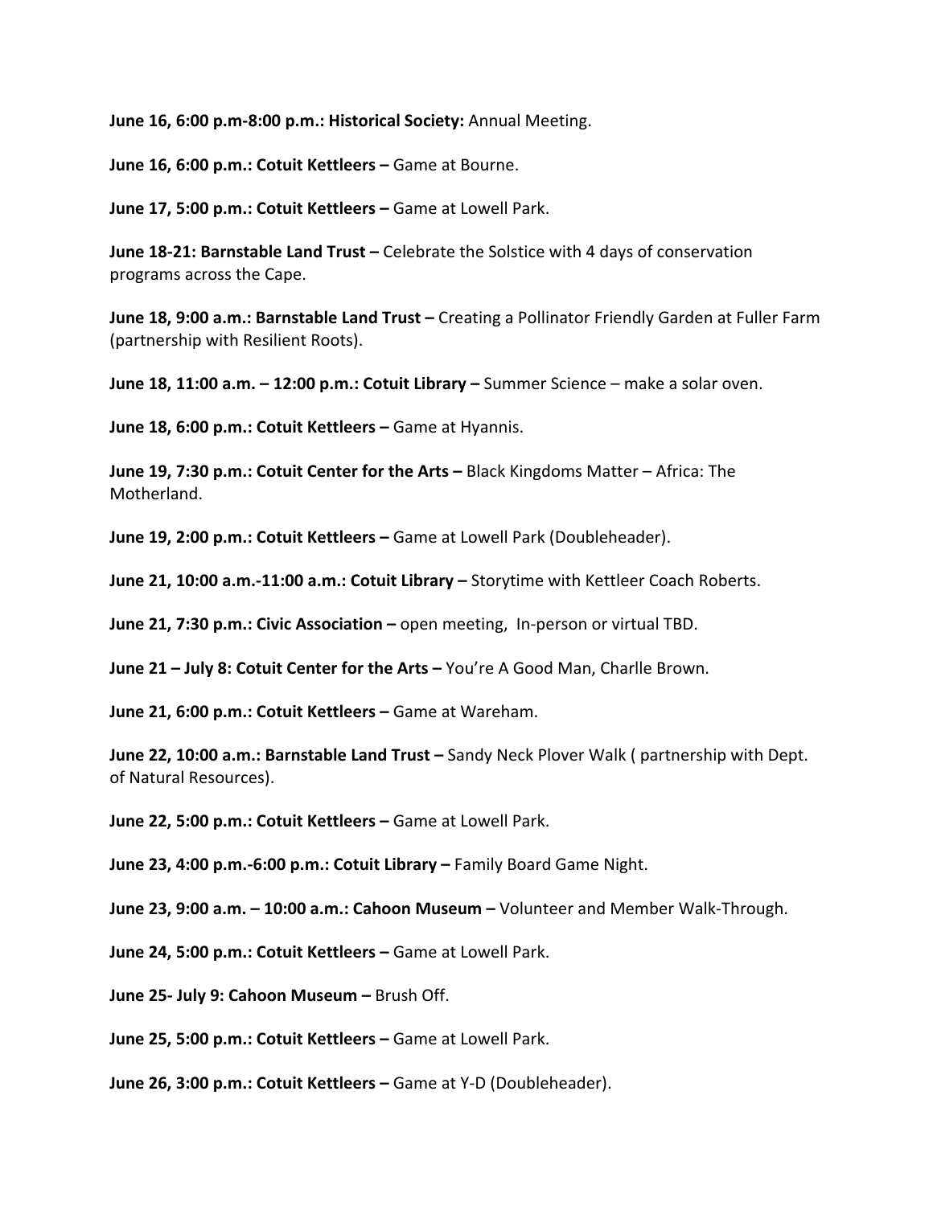**June 16, 6:00 p.m-8:00 p.m.: Historical Society:** Annual Meeting.

**June 16, 6:00 p.m.: Cotuit Kettleers –** Game at Bourne.

**June 17, 5:00 p.m.: Cotuit Kettleers –** Game at Lowell Park.

**June 18-21: Barnstable Land Trust –** Celebrate the Solstice with 4 days of conservation programs across the Cape.

**June 18, 9:00 a.m.: Barnstable Land Trust –** Creating a Pollinator Friendly Garden at Fuller Farm (partnership with Resilient Roots).

**June 18, 11:00 a.m. – 12:00 p.m.: Cotuit Library –** Summer Science – make a solar oven.

**June 18, 6:00 p.m.: Cotuit Kettleers –** Game at Hyannis.

**June 19, 7:30 p.m.: Cotuit Center for the Arts –** Black Kingdoms Matter – Africa: The Motherland.

**June 19, 2:00 p.m.: Cotuit Kettleers –** Game at Lowell Park (Doubleheader).

**June 21, 10:00 a.m.-11:00 a.m.: Cotuit Library –** Storytime with Kettleer Coach Roberts.

**June 21, 7:30 p.m.: Civic Association –** open meeting, In-person or virtual TBD.

**June 21 – July 8: Cotuit Center for the Arts –** You're A Good Man, Charlle Brown.

**June 21, 6:00 p.m.: Cotuit Kettleers –** Game at Wareham.

**June 22, 10:00 a.m.: Barnstable Land Trust –** Sandy Neck Plover Walk ( partnership with Dept. of Natural Resources).

**June 22, 5:00 p.m.: Cotuit Kettleers –** Game at Lowell Park.

**June 23, 4:00 p.m.-6:00 p.m.: Cotuit Library –** Family Board Game Night.

**June 23, 9:00 a.m. – 10:00 a.m.: Cahoon Museum –** Volunteer and Member Walk-Through.

**June 24, 5:00 p.m.: Cotuit Kettleers –** Game at Lowell Park.

**June 25- July 9: Cahoon Museum –** Brush Off.

**June 25, 5:00 p.m.: Cotuit Kettleers –** Game at Lowell Park.

**June 26, 3:00 p.m.: Cotuit Kettleers –** Game at Y-D (Doubleheader).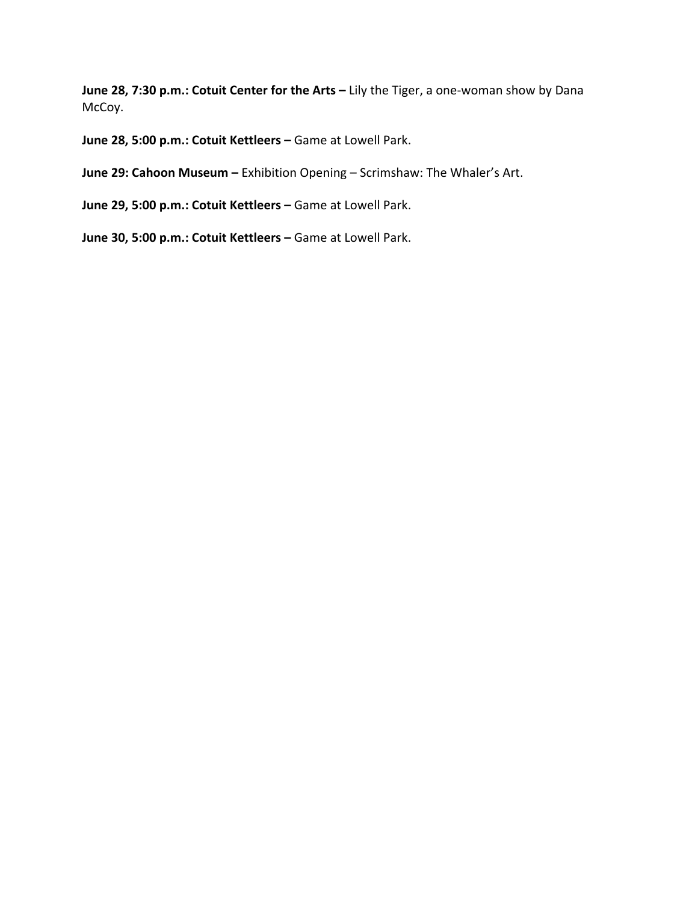**June 28, 7:30 p.m.: Cotuit Center for the Arts –** Lily the Tiger, a one-woman show by Dana McCoy.

**June 28, 5:00 p.m.: Cotuit Kettleers –** Game at Lowell Park.

**June 29: Cahoon Museum –** Exhibition Opening – Scrimshaw: The Whaler's Art.

**June 29, 5:00 p.m.: Cotuit Kettleers –** Game at Lowell Park.

**June 30, 5:00 p.m.: Cotuit Kettleers –** Game at Lowell Park.